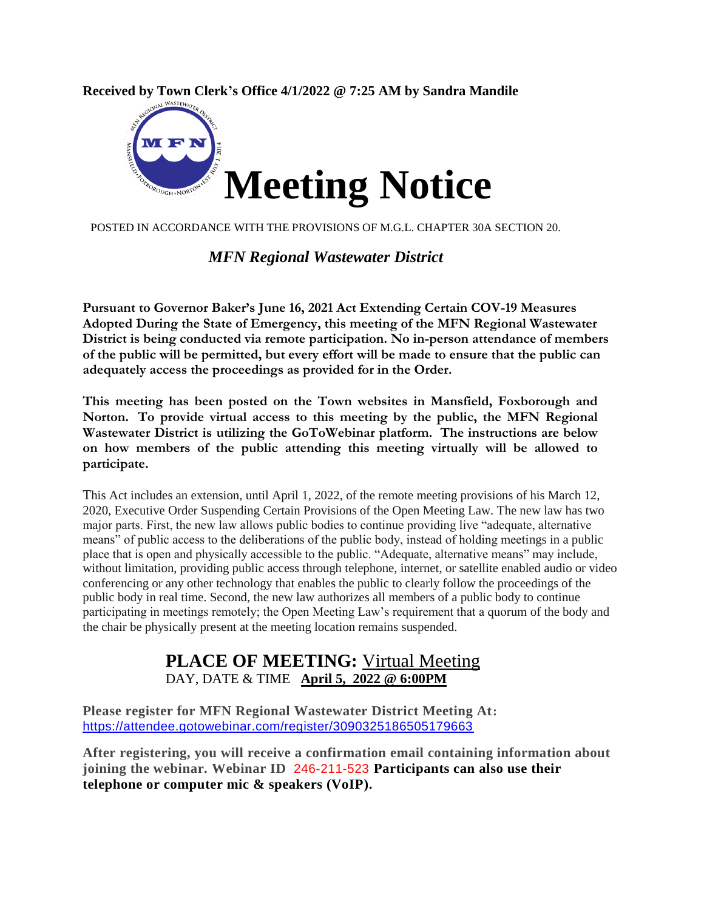**Received by Town Clerk's Office 4/1/2022 @ 7:25 AM by Sandra Mandile**

# Meeting Notice

POSTED IN ACCORDANCE WITH THE PROVISIONS OF M.G.L. CHAPTER 30A SECTION 20.

*MFN Regional Wastewater District*

**Pursuant to Governor Baker's June 16, 2021 Act Extending Certain COV-19 Measures Adopted During the State of Emergency, this meeting of the MFN Regional Wastewater District is being conducted via remote participation. No in-person attendance of members of the public will be permitted, but every effort will be made to ensure that the public can adequately access the proceedings as provided for in the Order.**

**This meeting has been posted on the Town websites in Mansfield, Foxborough and Norton. To provide virtual access to this meeting by the public, the MFN Regional Wastewater District is utilizing the GoToWebinar platform. The instructions are below on how members of the public attending this meeting virtually will be allowed to participate.**

This Act includes an extension, until April 1, 2022, of the remote meeting provisions of his March 12, 2020, Executive Order Suspending Certain Provisions of the Open Meeting Law. The new law has two major parts. First, the new law allows public bodies to continue providing live "adequate, alternative means" of public access to the deliberations of the public body, instead of holding meetings in a public place that is open and physically accessible to the public. "Adequate, alternative means" may include, without limitation, providing public access through telephone, internet, or satellite enabled audio or video conferencing or any other technology that enables the public to clearly follow the proceedings of the public body in real time. Second, the new law authorizes all members of a public body to continue participating in meetings remotely; the Open Meeting Law's requirement that a quorum of the body and the chair be physically present at the meeting location remains suspended.

## PLACE OF MEETING: Virtual Meeting

DAY, DATE & TIME **April 5, 2022 @ 6:00PM**

**Please register for MFN Regional Wastewater District Meeting At:**
https://attendee.gotowebinar.com/register/3090325186505179663

**After registering, you will receive a confirmation email containing information about joining the webinar. Webinar ID** 246-211-523 **Participants can also use their telephone or computer mic & speakers (VoIP).**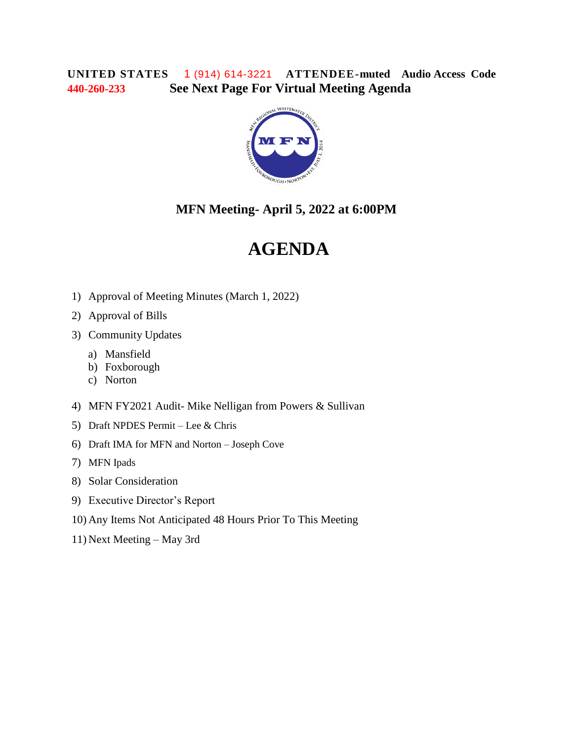**UNITED STATES** 1 (914) 614-3221 **ATTENDEE-muted Audio Access Code 440-260-233** **See Next Page For Virtual Meeting Agenda**

**MFN Meeting- April 5, 2022 at 6:00PM**

# AGENDA

1) Approval of Meeting Minutes (March 1, 2022)
2) Approval of Bills
3) Community Updates
   a) Mansfield
   b) Foxborough
   c) Norton
4) MFN FY2021 Audit- Mike Nelligan from Powers & Sullivan
5) Draft NPDES Permit – Lee & Chris
6) Draft IMA for MFN and Norton – Joseph Cove
7) MFN Ipads
8) Solar Consideration
9) Executive Director's Report
10) Any Items Not Anticipated 48 Hours Prior To This Meeting
11) Next Meeting – May 3rd